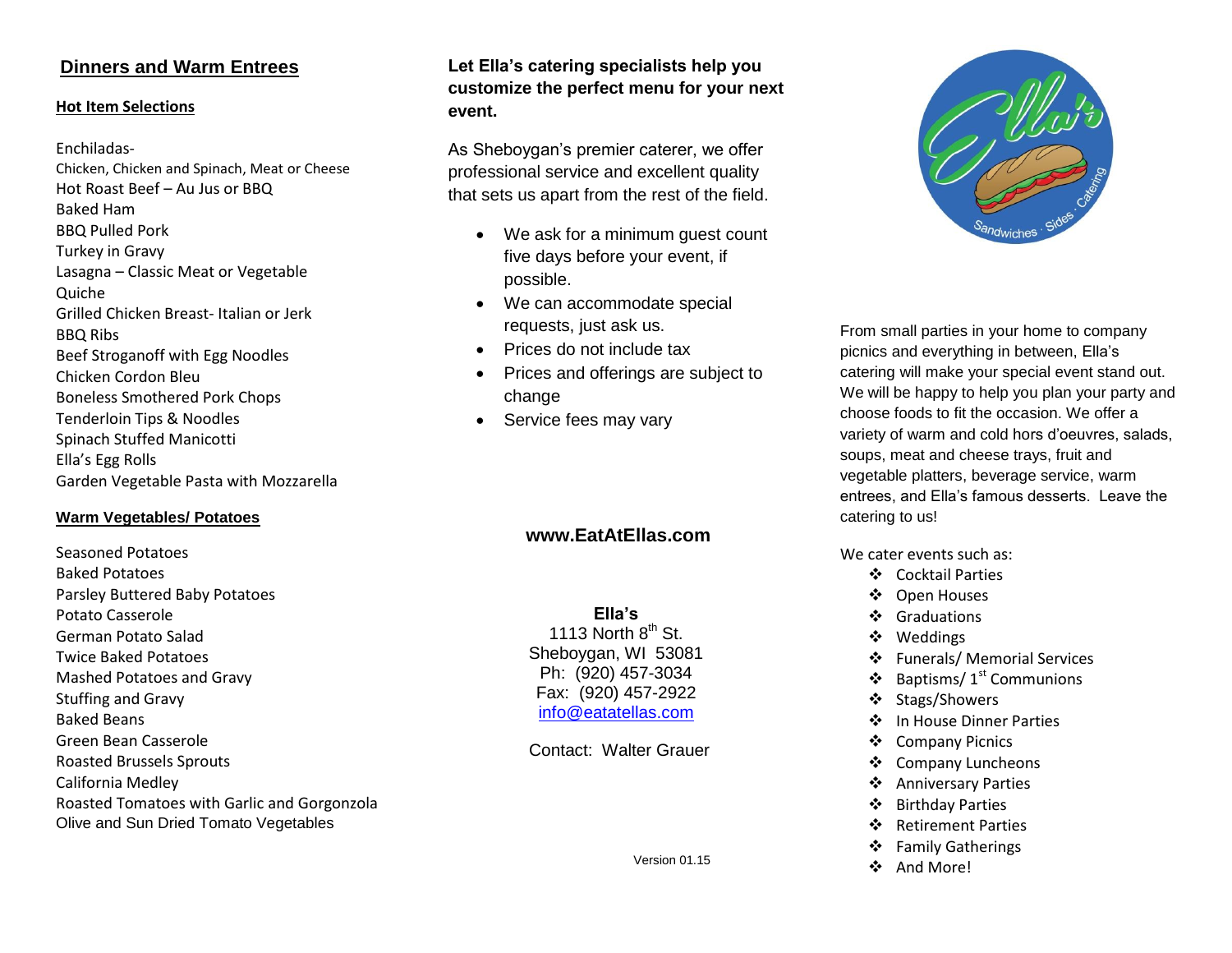## Dinners and Warm Entrees

### Hot Item Selections

Enchiladas-
Chicken, Chicken and Spinach, Meat or Cheese
Hot Roast Beef – Au Jus or BBQ
Baked Ham
BBQ Pulled Pork
Turkey in Gravy
Lasagna – Classic Meat or Vegetable
Quiche
Grilled Chicken Breast- Italian or Jerk
BBQ Ribs
Beef Stroganoff with Egg Noodles
Chicken Cordon Bleu
Boneless Smothered Pork Chops
Tenderloin Tips & Noodles
Spinach Stuffed Manicotti
Ella's Egg Rolls
Garden Vegetable Pasta with Mozzarella

### Warm Vegetables/ Potatoes

Seasoned Potatoes
Baked Potatoes
Parsley Buttered Baby Potatoes
Potato Casserole
German Potato Salad
Twice Baked Potatoes
Mashed Potatoes and Gravy
Stuffing and Gravy
Baked Beans
Green Bean Casserole
Roasted Brussels Sprouts
California Medley
Roasted Tomatoes with Garlic and Gorgonzola
Olive and Sun Dried Tomato Vegetables

**Let Ella's catering specialists help you customize the perfect menu for your next event.**

As Sheboygan's premier caterer, we offer professional service and excellent quality that sets us apart from the rest of the field.

- We ask for a minimum guest count five days before your event, if possible.
- We can accommodate special requests, just ask us.
- Prices do not include tax
- Prices and offerings are subject to change
- Service fees may vary

**www.EatAtEllas.com**

**Ella's**
1113 North 8th St.
Sheboygan, WI 53081
Ph: (920) 457-3034
Fax: (920) 457-2922
info@eatatellas.com

Contact: Walter Grauer

Version 01.15

Ella's – Sandwiches · Sides · Catering

From small parties in your home to company picnics and everything in between, Ella's catering will make your special event stand out. We will be happy to help you plan your party and choose foods to fit the occasion. We offer a variety of warm and cold hors d'oeuvres, salads, soups, meat and cheese trays, fruit and vegetable platters, beverage service, warm entrees, and Ella's famous desserts. Leave the catering to us!

We cater events such as:

- Cocktail Parties
- Open Houses
- Graduations
- Weddings
- Funerals/ Memorial Services
- Baptisms/ 1st Communions
- Stags/Showers
- In House Dinner Parties
- Company Picnics
- Company Luncheons
- Anniversary Parties
- Birthday Parties
- Retirement Parties
- Family Gatherings
- And More!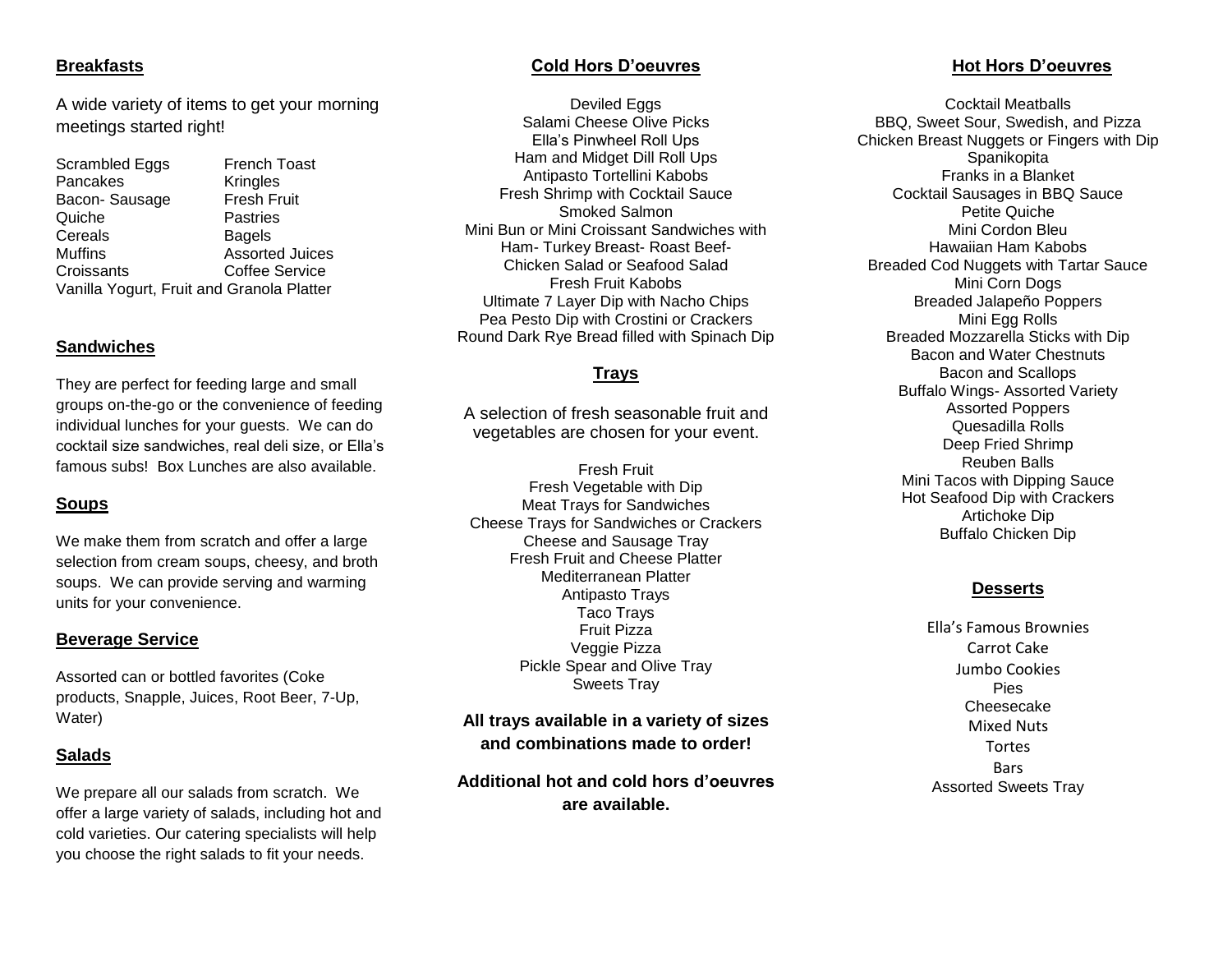## Breakfasts

A wide variety of items to get your morning meetings started right!

| | |
|---|---|
| Scrambled Eggs | French Toast |
| Pancakes | Kringles |
| Bacon- Sausage | Fresh Fruit |
| Quiche | Pastries |
| Cereals | Bagels |
| Muffins | Assorted Juices |
| Croissants | Coffee Service |

Vanilla Yogurt, Fruit and Granola Platter

## Sandwiches

They are perfect for feeding large and small groups on-the-go or the convenience of feeding individual lunches for your guests. We can do cocktail size sandwiches, real deli size, or Ella's famous subs! Box Lunches are also available.

## Soups

We make them from scratch and offer a large selection from cream soups, cheesy, and broth soups. We can provide serving and warming units for your convenience.

## Beverage Service

Assorted can or bottled favorites (Coke products, Snapple, Juices, Root Beer, 7-Up, Water)

## Salads

We prepare all our salads from scratch. We offer a large variety of salads, including hot and cold varieties. Our catering specialists will help you choose the right salads to fit your needs.

## Cold Hors D'oeuvres

Deviled Eggs
Salami Cheese Olive Picks
Ella's Pinwheel Roll Ups
Ham and Midget Dill Roll Ups
Antipasto Tortellini Kabobs
Fresh Shrimp with Cocktail Sauce
Smoked Salmon
Mini Bun or Mini Croissant Sandwiches with Ham- Turkey Breast- Roast Beef- Chicken Salad or Seafood Salad
Fresh Fruit Kabobs
Ultimate 7 Layer Dip with Nacho Chips
Pea Pesto Dip with Crostini or Crackers
Round Dark Rye Bread filled with Spinach Dip

## Trays

A selection of fresh seasonable fruit and vegetables are chosen for your event.

Fresh Fruit
Fresh Vegetable with Dip
Meat Trays for Sandwiches
Cheese Trays for Sandwiches or Crackers
Cheese and Sausage Tray
Fresh Fruit and Cheese Platter
Mediterranean Platter
Antipasto Trays
Taco Trays
Fruit Pizza
Veggie Pizza
Pickle Spear and Olive Tray
Sweets Tray

**All trays available in a variety of sizes and combinations made to order!**

**Additional hot and cold hors d'oeuvres are available.**

## Hot Hors D'oeuvres

Cocktail Meatballs
BBQ, Sweet Sour, Swedish, and Pizza
Chicken Breast Nuggets or Fingers with Dip
Spanikopita
Franks in a Blanket
Cocktail Sausages in BBQ Sauce
Petite Quiche
Mini Cordon Bleu
Hawaiian Ham Kabobs
Breaded Cod Nuggets with Tartar Sauce
Mini Corn Dogs
Breaded Jalapeño Poppers
Mini Egg Rolls
Breaded Mozzarella Sticks with Dip
Bacon and Water Chestnuts
Bacon and Scallops
Buffalo Wings- Assorted Variety
Assorted Poppers
Quesadilla Rolls
Deep Fried Shrimp
Reuben Balls
Mini Tacos with Dipping Sauce
Hot Seafood Dip with Crackers
Artichoke Dip
Buffalo Chicken Dip

## Desserts

Ella's Famous Brownies
Carrot Cake
Jumbo Cookies
Pies
Cheesecake
Mixed Nuts
Tortes
Bars
Assorted Sweets Tray